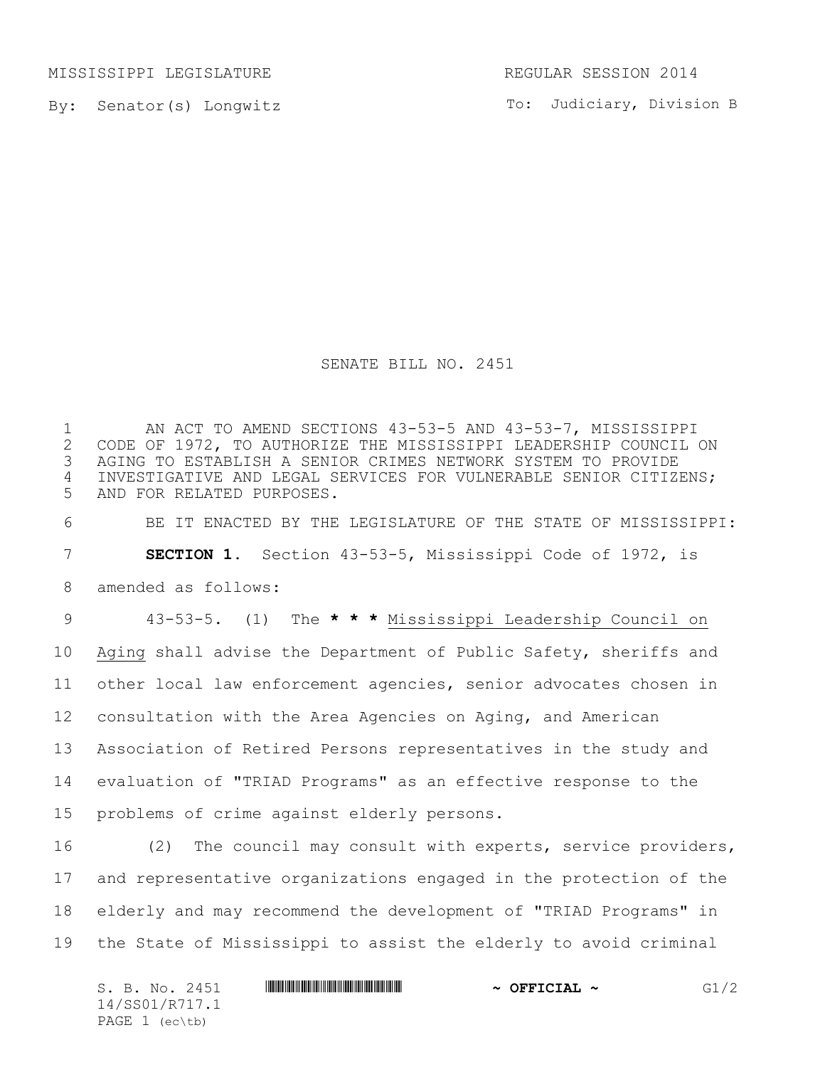MISSISSIPPI LEGISLATURE REGULAR SESSION 2014

By: Senator(s) Longwitz

To: Judiciary, Division B

# SENATE BILL NO. 2451

AN ACT TO AMEND SECTIONS 43-53-5 AND 43-53-7, MISSISSIPPI CODE OF 1972, TO AUTHORIZE THE MISSISSIPPI LEADERSHIP COUNCIL ON AGING TO ESTABLISH A SENIOR CRIMES NETWORK SYSTEM TO PROVIDE INVESTIGATIVE AND LEGAL SERVICES FOR VULNERABLE SENIOR CITIZENS; AND FOR RELATED PURPOSES.

BE IT ENACTED BY THE LEGISLATURE OF THE STATE OF MISSISSIPPI:

**SECTION 1.** Section 43-53-5, Mississippi Code of 1972, is amended as follows:

43-53-5. (1) The **\* \* \*** <u>Mississippi Leadership Council on Aging</u> shall advise the Department of Public Safety, sheriffs and other local law enforcement agencies, senior advocates chosen in consultation with the Area Agencies on Aging, and American Association of Retired Persons representatives in the study and evaluation of "TRIAD Programs" as an effective response to the problems of crime against elderly persons.

(2) The council may consult with experts, service providers, and representative organizations engaged in the protection of the elderly and may recommend the development of "TRIAD Programs" in the State of Mississippi to assist the elderly to avoid criminal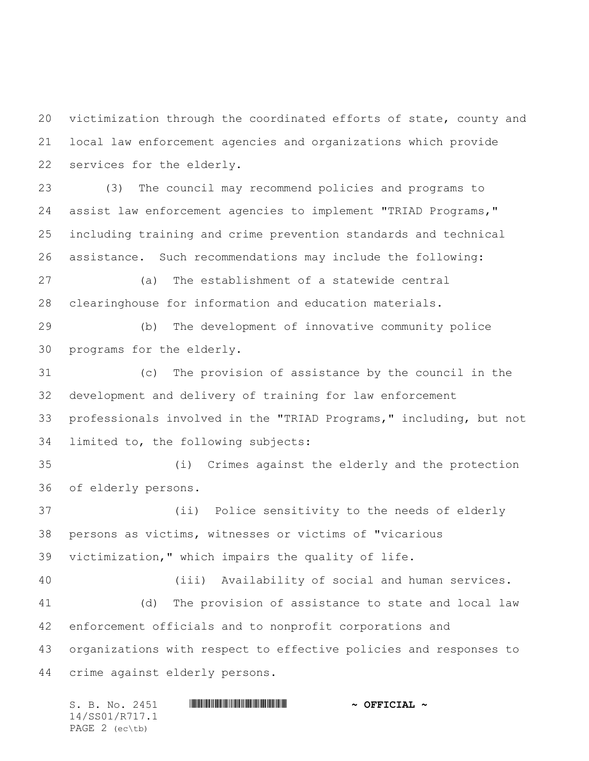victimization through the coordinated efforts of state, county and local law enforcement agencies and organizations which provide services for the elderly.

(3) The council may recommend policies and programs to assist law enforcement agencies to implement "TRIAD Programs," including training and crime prevention standards and technical assistance. Such recommendations may include the following:

(a) The establishment of a statewide central clearinghouse for information and education materials.

(b) The development of innovative community police programs for the elderly.

(c) The provision of assistance by the council in the development and delivery of training for law enforcement professionals involved in the "TRIAD Programs," including, but not limited to, the following subjects:

(i) Crimes against the elderly and the protection of elderly persons.

(ii) Police sensitivity to the needs of elderly persons as victims, witnesses or victims of "vicarious victimization," which impairs the quality of life.

(iii) Availability of social and human services.

(d) The provision of assistance to state and local law enforcement officials and to nonprofit corporations and organizations with respect to effective policies and responses to crime against elderly persons.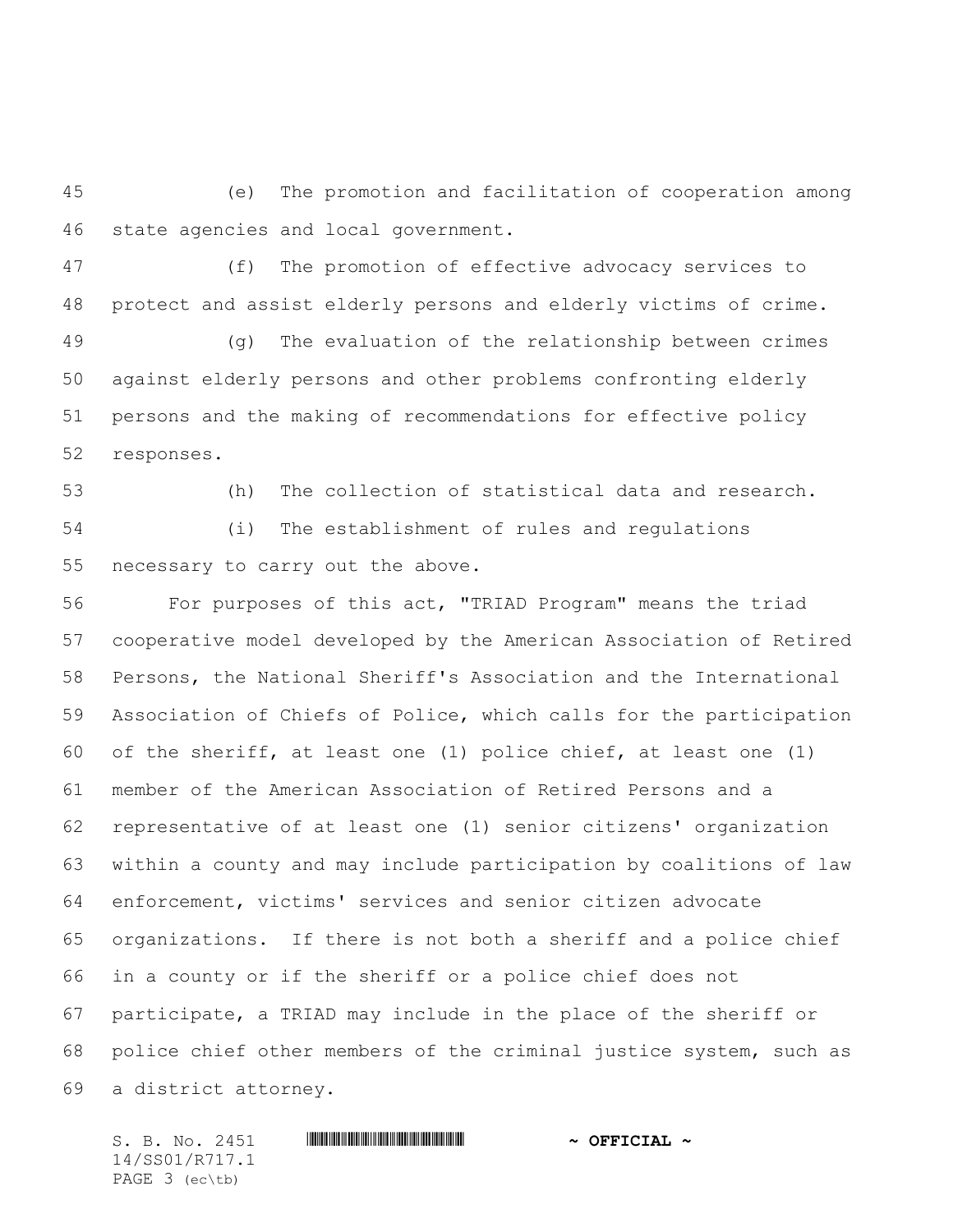(e) The promotion and facilitation of cooperation among state agencies and local government.

(f) The promotion of effective advocacy services to protect and assist elderly persons and elderly victims of crime.

(g) The evaluation of the relationship between crimes against elderly persons and other problems confronting elderly persons and the making of recommendations for effective policy responses.

(h) The collection of statistical data and research.

(i) The establishment of rules and regulations necessary to carry out the above.

For purposes of this act, "TRIAD Program" means the triad cooperative model developed by the American Association of Retired Persons, the National Sheriff's Association and the International Association of Chiefs of Police, which calls for the participation of the sheriff, at least one (1) police chief, at least one (1) member of the American Association of Retired Persons and a representative of at least one (1) senior citizens' organization within a county and may include participation by coalitions of law enforcement, victims' services and senior citizen advocate organizations. If there is not both a sheriff and a police chief in a county or if the sheriff or a police chief does not participate, a TRIAD may include in the place of the sheriff or police chief other members of the criminal justice system, such as a district attorney.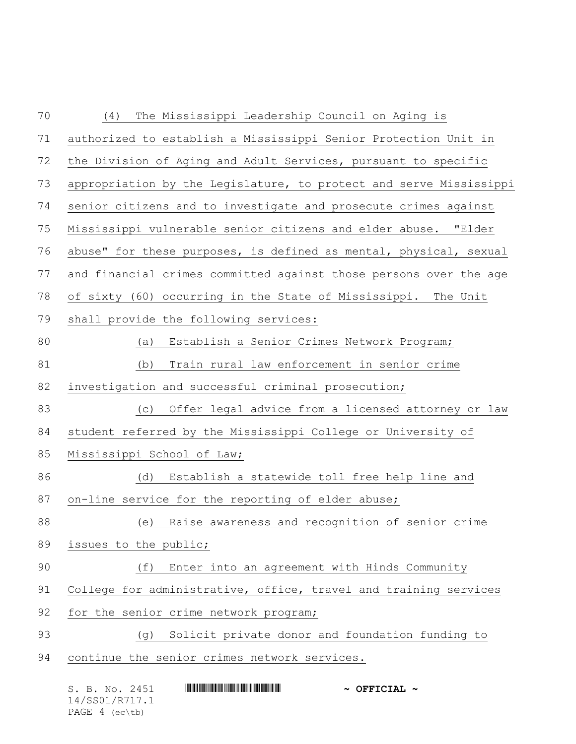(4) The Mississippi Leadership Council on Aging is authorized to establish a Mississippi Senior Protection Unit in the Division of Aging and Adult Services, pursuant to specific appropriation by the Legislature, to protect and serve Mississippi senior citizens and to investigate and prosecute crimes against Mississippi vulnerable senior citizens and elder abuse. "Elder abuse" for these purposes, is defined as mental, physical, sexual and financial crimes committed against those persons over the age of sixty (60) occurring in the State of Mississippi. The Unit shall provide the following services:

(a) Establish a Senior Crimes Network Program;

(b) Train rural law enforcement in senior crime investigation and successful criminal prosecution;

(c) Offer legal advice from a licensed attorney or law student referred by the Mississippi College or University of Mississippi School of Law;

(d) Establish a statewide toll free help line and on-line service for the reporting of elder abuse;

(e) Raise awareness and recognition of senior crime issues to the public;

(f) Enter into an agreement with Hinds Community College for administrative, office, travel and training services for the senior crime network program;

(g) Solicit private donor and foundation funding to continue the senior crimes network services.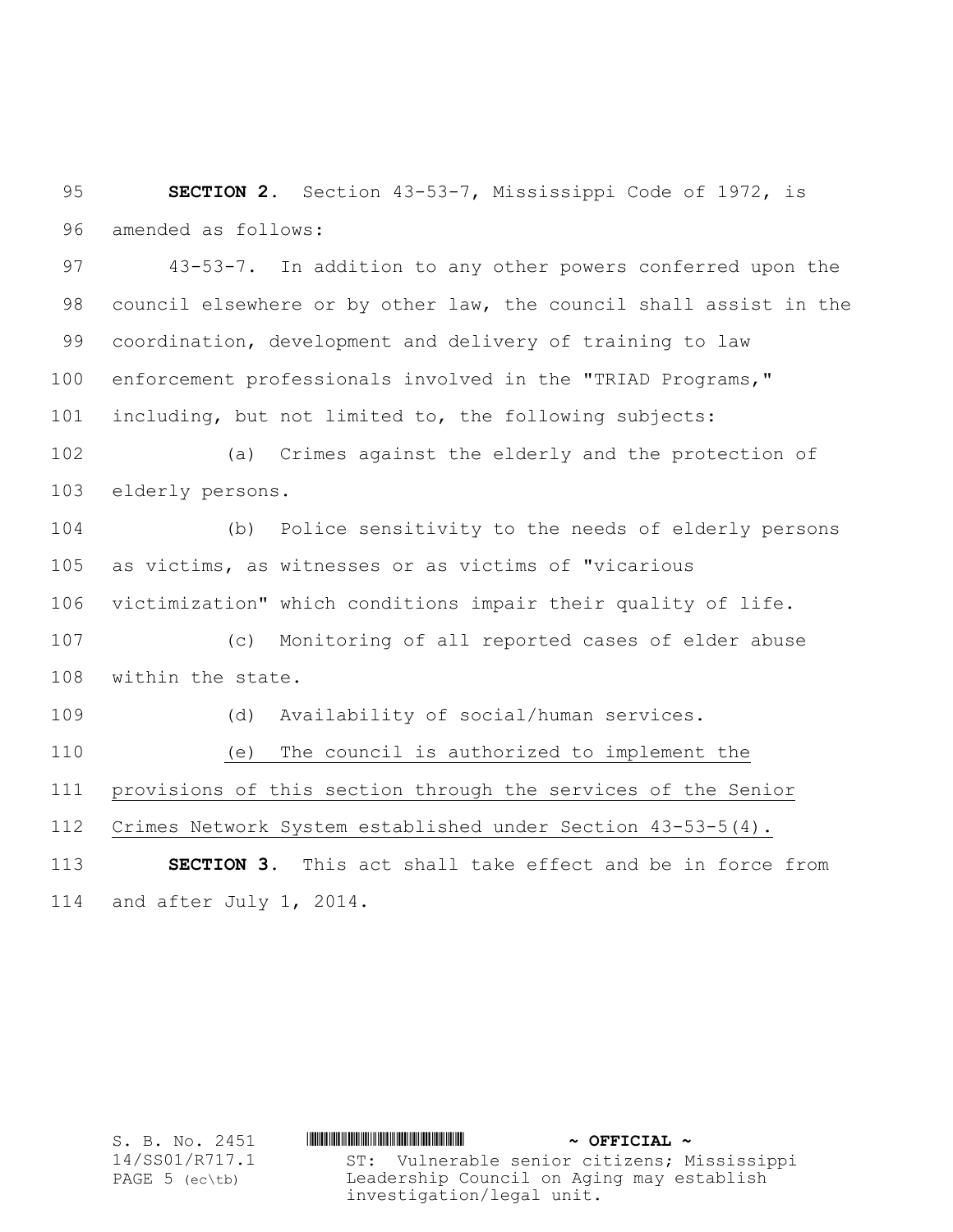**SECTION 2.** Section 43-53-7, Mississippi Code of 1972, is amended as follows:

43-53-7. In addition to any other powers conferred upon the council elsewhere or by other law, the council shall assist in the coordination, development and delivery of training to law enforcement professionals involved in the "TRIAD Programs," including, but not limited to, the following subjects:

(a) Crimes against the elderly and the protection of elderly persons.

(b) Police sensitivity to the needs of elderly persons as victims, as witnesses or as victims of "vicarious victimization" which conditions impair their quality of life.

(c) Monitoring of all reported cases of elder abuse within the state.

(d) Availability of social/human services.

<u>(e) The council is authorized to implement the provisions of this section through the services of the Senior Crimes Network System established under Section 43-53-5(4).</u>

**SECTION 3.** This act shall take effect and be in force from and after July 1, 2014.